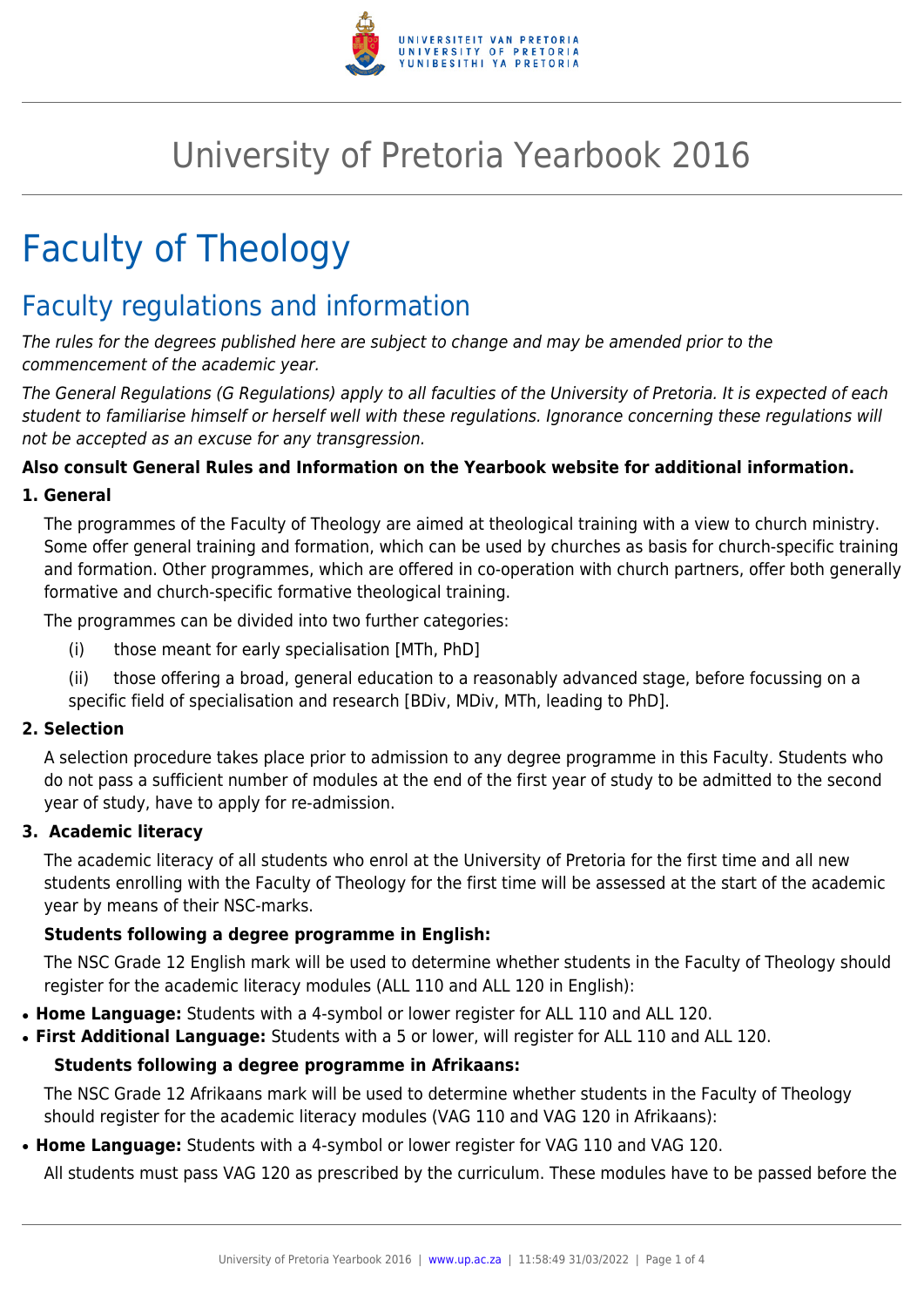# University of Pretoria Yearbook 2016

# Faculty of Theology

## Faculty regulations and information

*The rules for the degrees published here are subject to change and may be amended prior to the commencement of the academic year.*

*The General Regulations (G Regulations) apply to all faculties of the University of Pretoria. It is expected of each student to familiarise himself or herself well with these regulations. Ignorance concerning these regulations will not be accepted as an excuse for any transgression.*

**Also consult General Rules and Information on the Yearbook website for additional information.**

**1. General**

The programmes of the Faculty of Theology are aimed at theological training with a view to church ministry. Some offer general training and formation, which can be used by churches as basis for church-specific training and formation. Other programmes, which are offered in co-operation with church partners, offer both generally formative and church-specific formative theological training.

The programmes can be divided into two further categories:

(i) those meant for early specialisation [MTh, PhD]

(ii) those offering a broad, general education to a reasonably advanced stage, before focussing on a specific field of specialisation and research [BDiv, MDiv, MTh, leading to PhD].

**2. Selection**

A selection procedure takes place prior to admission to any degree programme in this Faculty. Students who do not pass a sufficient number of modules at the end of the first year of study to be admitted to the second year of study, have to apply for re-admission.

**3. Academic literacy**

The academic literacy of all students who enrol at the University of Pretoria for the first time and all new students enrolling with the Faculty of Theology for the first time will be assessed at the start of the academic year by means of their NSC-marks.

**Students following a degree programme in English:**

The NSC Grade 12 English mark will be used to determine whether students in the Faculty of Theology should register for the academic literacy modules (ALL 110 and ALL 120 in English):

- **Home Language:** Students with a 4-symbol or lower register for ALL 110 and ALL 120.
- **First Additional Language:** Students with a 5 or lower, will register for ALL 110 and ALL 120.

**Students following a degree programme in Afrikaans:**

The NSC Grade 12 Afrikaans mark will be used to determine whether students in the Faculty of Theology should register for the academic literacy modules (VAG 110 and VAG 120 in Afrikaans):

- **Home Language:** Students with a 4-symbol or lower register for VAG 110 and VAG 120.

All students must pass VAG 120 as prescribed by the curriculum. These modules have to be passed before the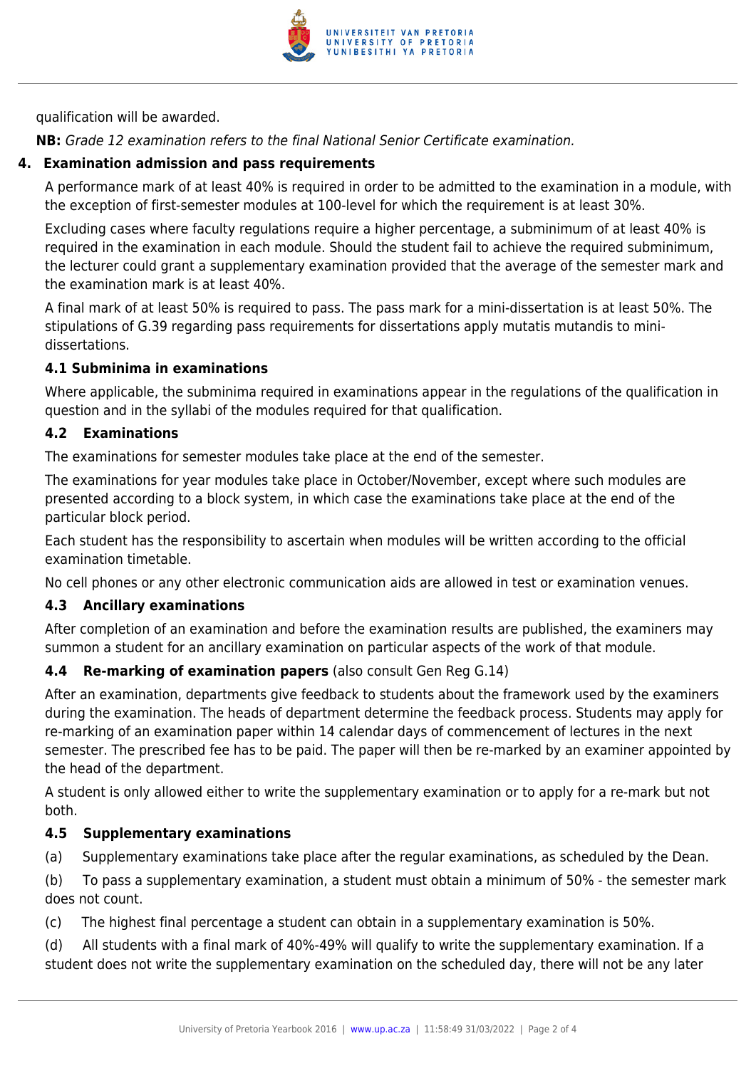qualification will be awarded.

**NB:** *Grade 12 examination refers to the final National Senior Certificate examination.*

## 4. Examination admission and pass requirements

A performance mark of at least 40% is required in order to be admitted to the examination in a module, with the exception of first-semester modules at 100-level for which the requirement is at least 30%.

Excluding cases where faculty regulations require a higher percentage, a subminimum of at least 40% is required in the examination in each module. Should the student fail to achieve the required subminimum, the lecturer could grant a supplementary examination provided that the average of the semester mark and the examination mark is at least 40%.

A final mark of at least 50% is required to pass. The pass mark for a mini-dissertation is at least 50%. The stipulations of G.39 regarding pass requirements for dissertations apply mutatis mutandis to mini-dissertations.

### 4.1 Subminima in examinations

Where applicable, the subminima required in examinations appear in the regulations of the qualification in question and in the syllabi of the modules required for that qualification.

### 4.2 Examinations

The examinations for semester modules take place at the end of the semester.

The examinations for year modules take place in October/November, except where such modules are presented according to a block system, in which case the examinations take place at the end of the particular block period.

Each student has the responsibility to ascertain when modules will be written according to the official examination timetable.

No cell phones or any other electronic communication aids are allowed in test or examination venues.

### 4.3 Ancillary examinations

After completion of an examination and before the examination results are published, the examiners may summon a student for an ancillary examination on particular aspects of the work of that module.

### 4.4 Re-marking of examination papers (also consult Gen Reg G.14)

After an examination, departments give feedback to students about the framework used by the examiners during the examination. The heads of department determine the feedback process. Students may apply for re-marking of an examination paper within 14 calendar days of commencement of lectures in the next semester. The prescribed fee has to be paid. The paper will then be re-marked by an examiner appointed by the head of the department.

A student is only allowed either to write the supplementary examination or to apply for a re-mark but not both.

### 4.5 Supplementary examinations

(a) Supplementary examinations take place after the regular examinations, as scheduled by the Dean.

(b) To pass a supplementary examination, a student must obtain a minimum of 50% - the semester mark does not count.

(c) The highest final percentage a student can obtain in a supplementary examination is 50%.

(d) All students with a final mark of 40%-49% will qualify to write the supplementary examination. If a student does not write the supplementary examination on the scheduled day, there will not be any later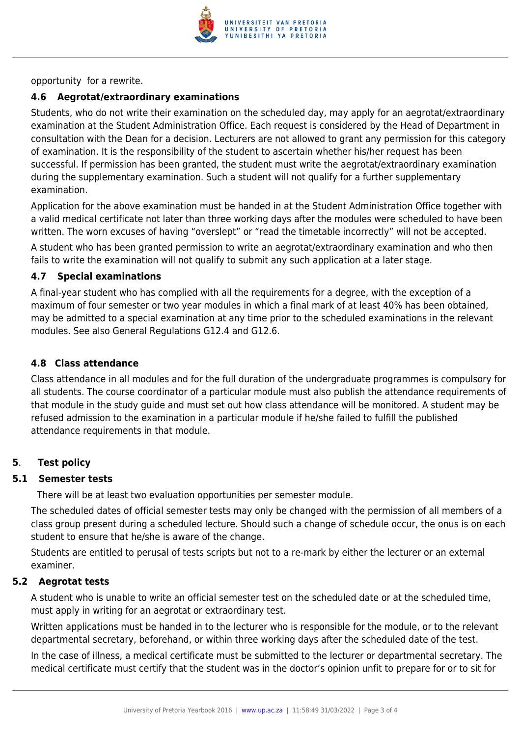opportunity for a rewrite.

### 4.6 Aegrotat/extraordinary examinations

Students, who do not write their examination on the scheduled day, may apply for an aegrotat/extraordinary examination at the Student Administration Office. Each request is considered by the Head of Department in consultation with the Dean for a decision. Lecturers are not allowed to grant any permission for this category of examination. It is the responsibility of the student to ascertain whether his/her request has been successful. If permission has been granted, the student must write the aegrotat/extraordinary examination during the supplementary examination. Such a student will not qualify for a further supplementary examination.

Application for the above examination must be handed in at the Student Administration Office together with a valid medical certificate not later than three working days after the modules were scheduled to have been written. The worn excuses of having "overslept" or "read the timetable incorrectly" will not be accepted.

A student who has been granted permission to write an aegrotat/extraordinary examination and who then fails to write the examination will not qualify to submit any such application at a later stage.

### 4.7 Special examinations

A final-year student who has complied with all the requirements for a degree, with the exception of a maximum of four semester or two year modules in which a final mark of at least 40% has been obtained, may be admitted to a special examination at any time prior to the scheduled examinations in the relevant modules. See also General Regulations G12.4 and G12.6.

### 4.8 Class attendance

Class attendance in all modules and for the full duration of the undergraduate programmes is compulsory for all students. The course coordinator of a particular module must also publish the attendance requirements of that module in the study guide and must set out how class attendance will be monitored. A student may be refused admission to the examination in a particular module if he/she failed to fulfill the published attendance requirements in that module.

## 5. Test policy

### 5.1 Semester tests

There will be at least two evaluation opportunities per semester module.

The scheduled dates of official semester tests may only be changed with the permission of all members of a class group present during a scheduled lecture. Should such a change of schedule occur, the onus is on each student to ensure that he/she is aware of the change.

Students are entitled to perusal of tests scripts but not to a re-mark by either the lecturer or an external examiner.

### 5.2 Aegrotat tests

A student who is unable to write an official semester test on the scheduled date or at the scheduled time, must apply in writing for an aegrotat or extraordinary test.

Written applications must be handed in to the lecturer who is responsible for the module, or to the relevant departmental secretary, beforehand, or within three working days after the scheduled date of the test.

In the case of illness, a medical certificate must be submitted to the lecturer or departmental secretary. The medical certificate must certify that the student was in the doctor's opinion unfit to prepare for or to sit for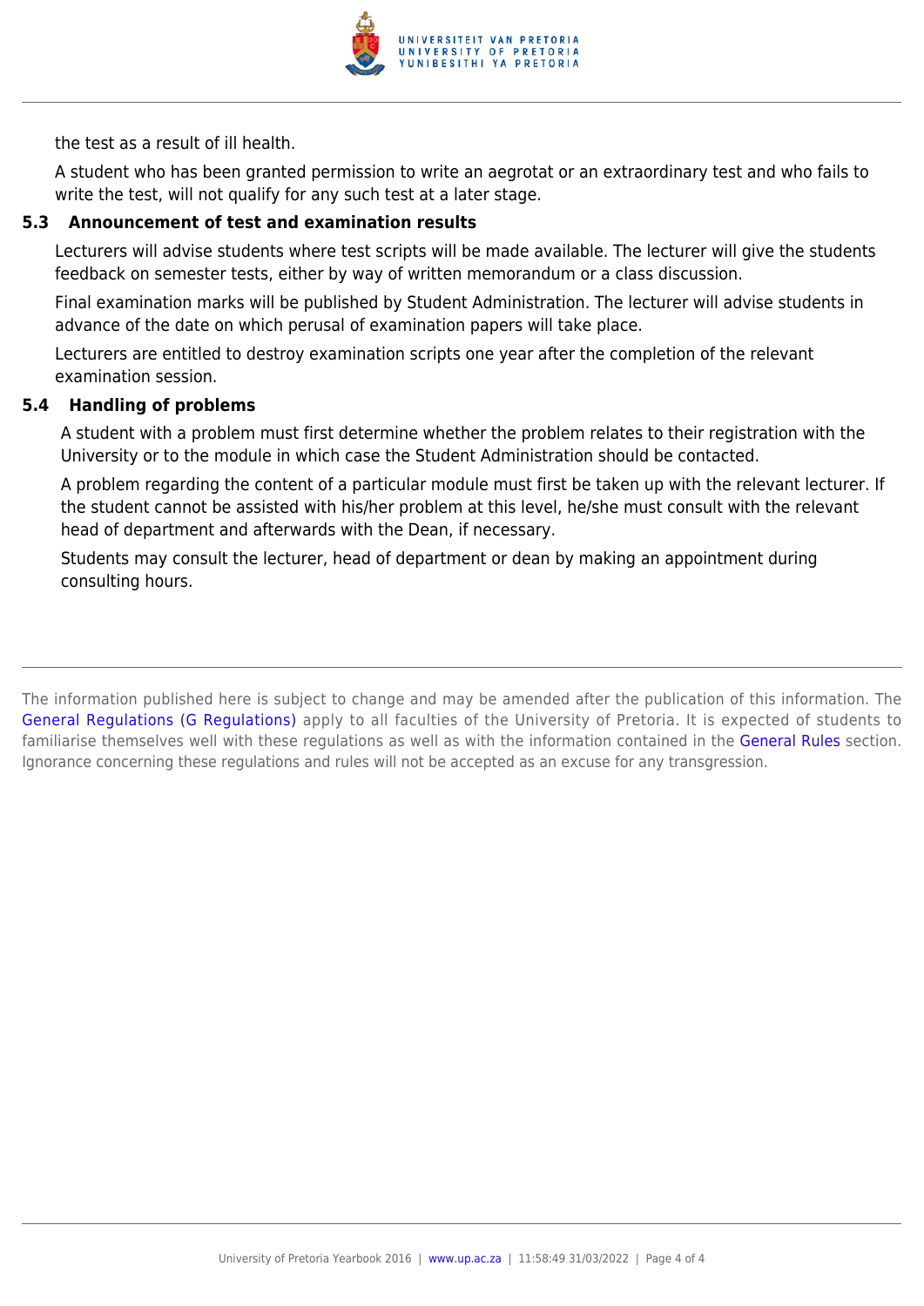the test as a result of ill health.

A student who has been granted permission to write an aegrotat or an extraordinary test and who fails to write the test, will not qualify for any such test at a later stage.

### 5.3 Announcement of test and examination results

Lecturers will advise students where test scripts will be made available. The lecturer will give the students feedback on semester tests, either by way of written memorandum or a class discussion.

Final examination marks will be published by Student Administration. The lecturer will advise students in advance of the date on which perusal of examination papers will take place.

Lecturers are entitled to destroy examination scripts one year after the completion of the relevant examination session.

### 5.4 Handling of problems

A student with a problem must first determine whether the problem relates to their registration with the University or to the module in which case the Student Administration should be contacted.

A problem regarding the content of a particular module must first be taken up with the relevant lecturer. If the student cannot be assisted with his/her problem at this level, he/she must consult with the relevant head of department and afterwards with the Dean, if necessary.

Students may consult the lecturer, head of department or dean by making an appointment during consulting hours.

---

The information published here is subject to change and may be amended after the publication of this information. The General Regulations (G Regulations) apply to all faculties of the University of Pretoria. It is expected of students to familiarise themselves well with these regulations as well as with the information contained in the General Rules section. Ignorance concerning these regulations and rules will not be accepted as an excuse for any transgression.